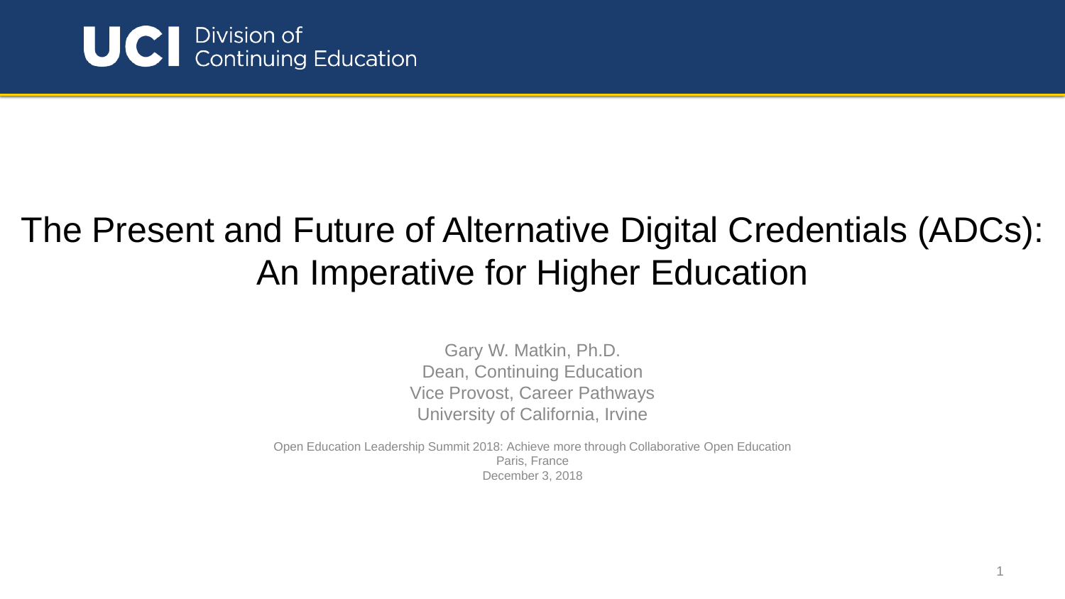UCI Division of Continuing Education

# The Present and Future of Alternative Digital Credentials (ADCs): An Imperative for Higher Education

Gary W. Matkin, Ph.D.
Dean, Continuing Education
Vice Provost, Career Pathways
University of California, Irvine

Open Education Leadership Summit 2018: Achieve more through Collaborative Open Education
Paris, France
December 3, 2018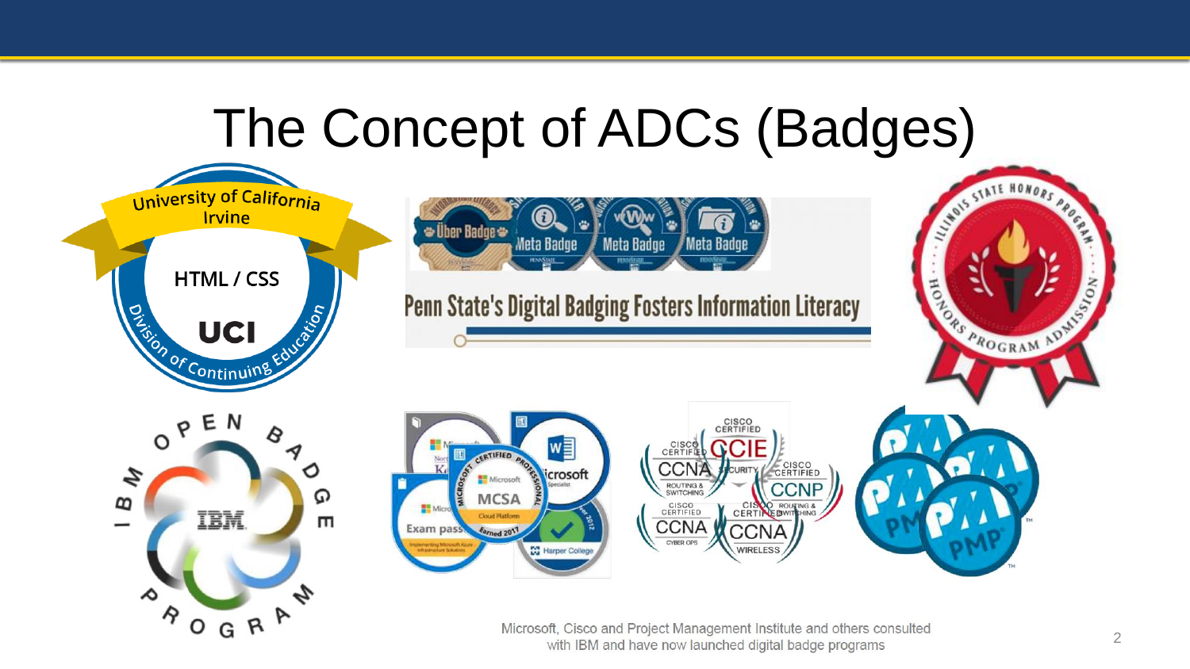# The Concept of ADCs (Badges)

Microsoft, Cisco and Project Management Institute and others consulted with IBM and have now launched digital badge programs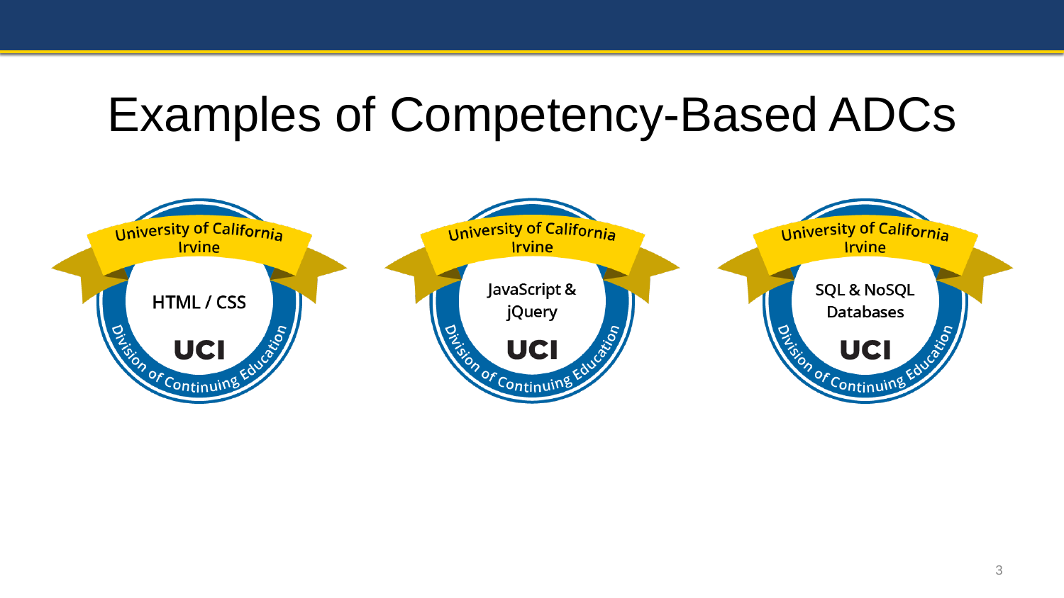# Examples of Competency-Based ADCs

University of California Irvine
HTML / CSS
UCI
Division of Continuing Education

University of California Irvine
JavaScript & jQuery
UCI
Division of Continuing Education

University of California Irvine
SQL & NoSQL Databases
UCI
Division of Continuing Education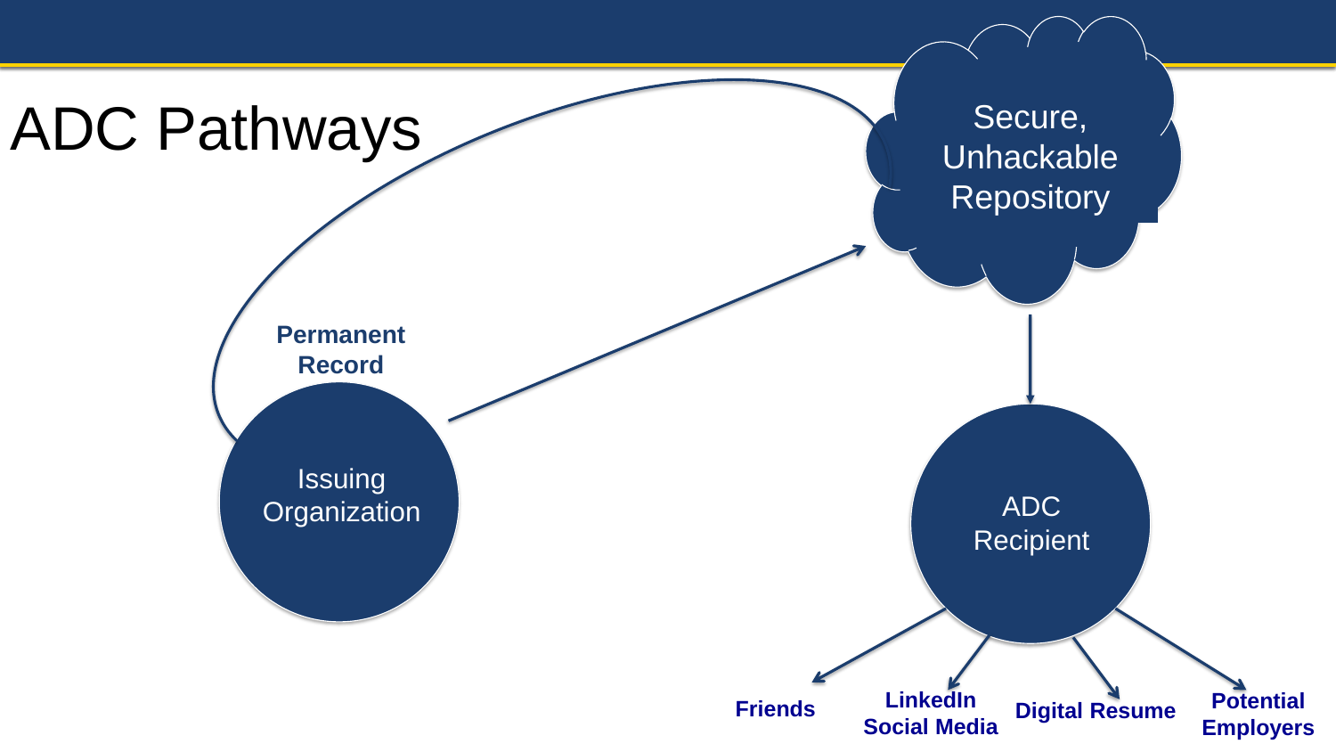# ADC Pathways

Secure, Unhackable Repository

Permanent Record

Issuing Organization

ADC Recipient

**Friends**

**LinkedIn Social Media**

**Digital Resume**

**Potential Employers**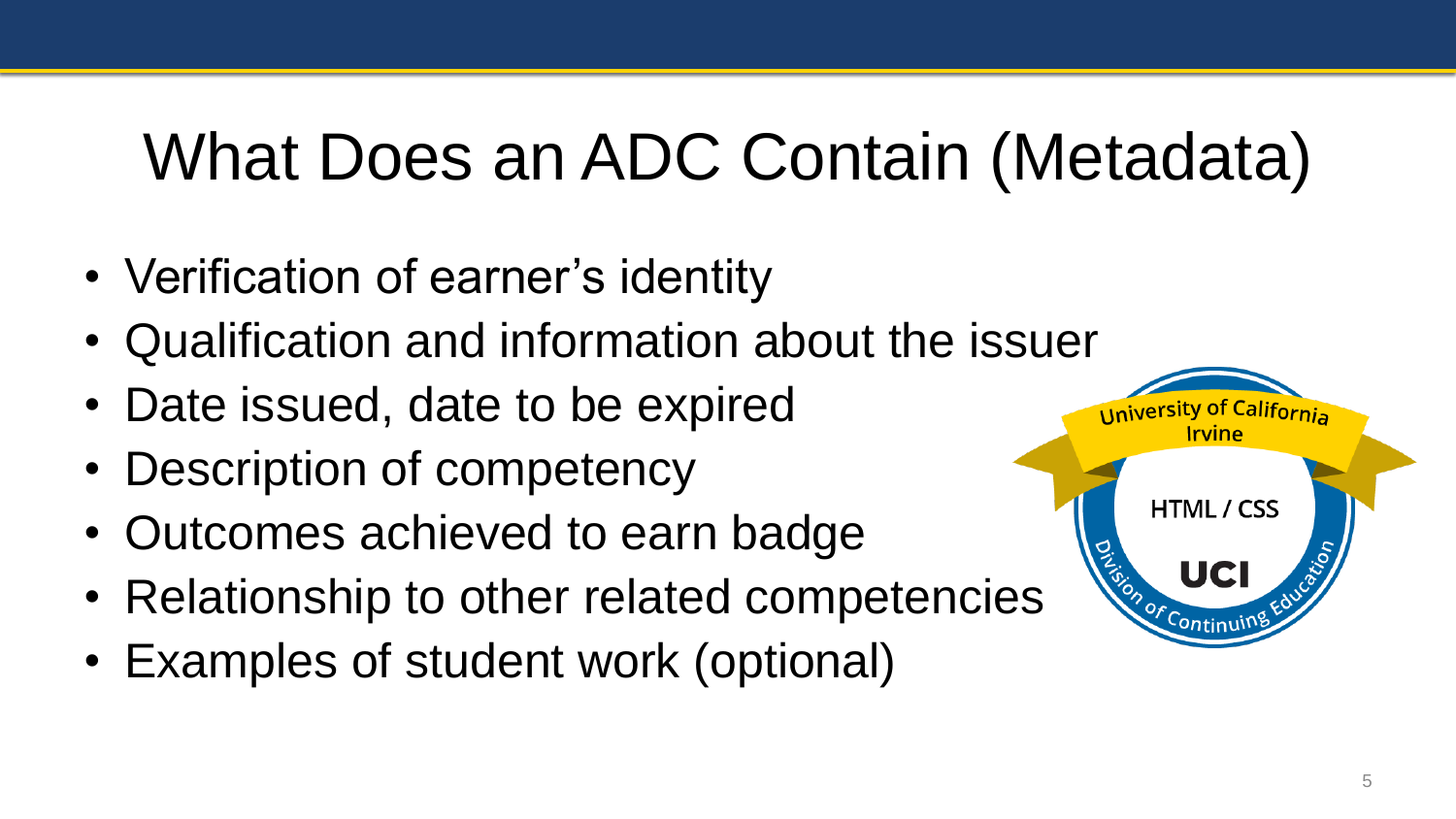# What Does an ADC Contain (Metadata)

- Verification of earner's identity
- Qualification and information about the issuer
- Date issued, date to be expired
- Description of competency
- Outcomes achieved to earn badge
- Relationship to other related competencies
- Examples of student work (optional)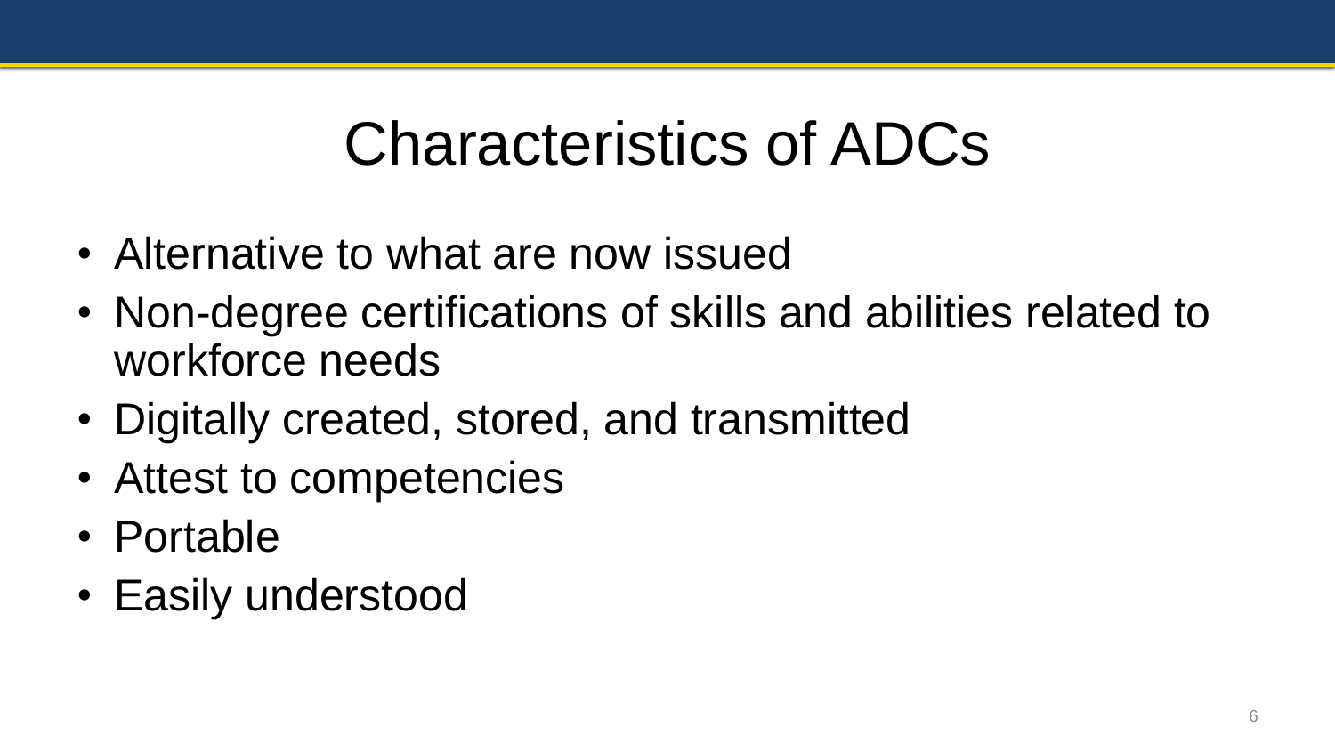# Characteristics of ADCs

- Alternative to what are now issued
- Non-degree certifications of skills and abilities related to workforce needs
- Digitally created, stored, and transmitted
- Attest to competencies
- Portable
- Easily understood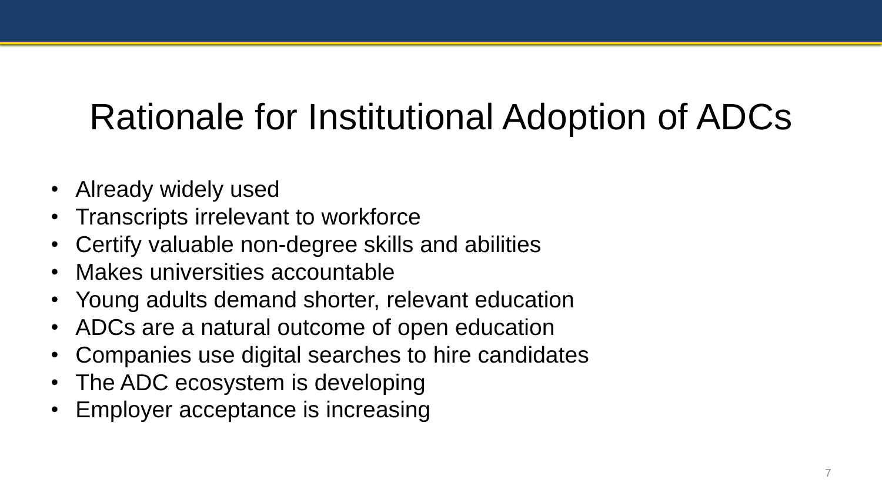# Rationale for Institutional Adoption of ADCs

- Already widely used
- Transcripts irrelevant to workforce
- Certify valuable non-degree skills and abilities
- Makes universities accountable
- Young adults demand shorter, relevant education
- ADCs are a natural outcome of open education
- Companies use digital searches to hire candidates
- The ADC ecosystem is developing
- Employer acceptance is increasing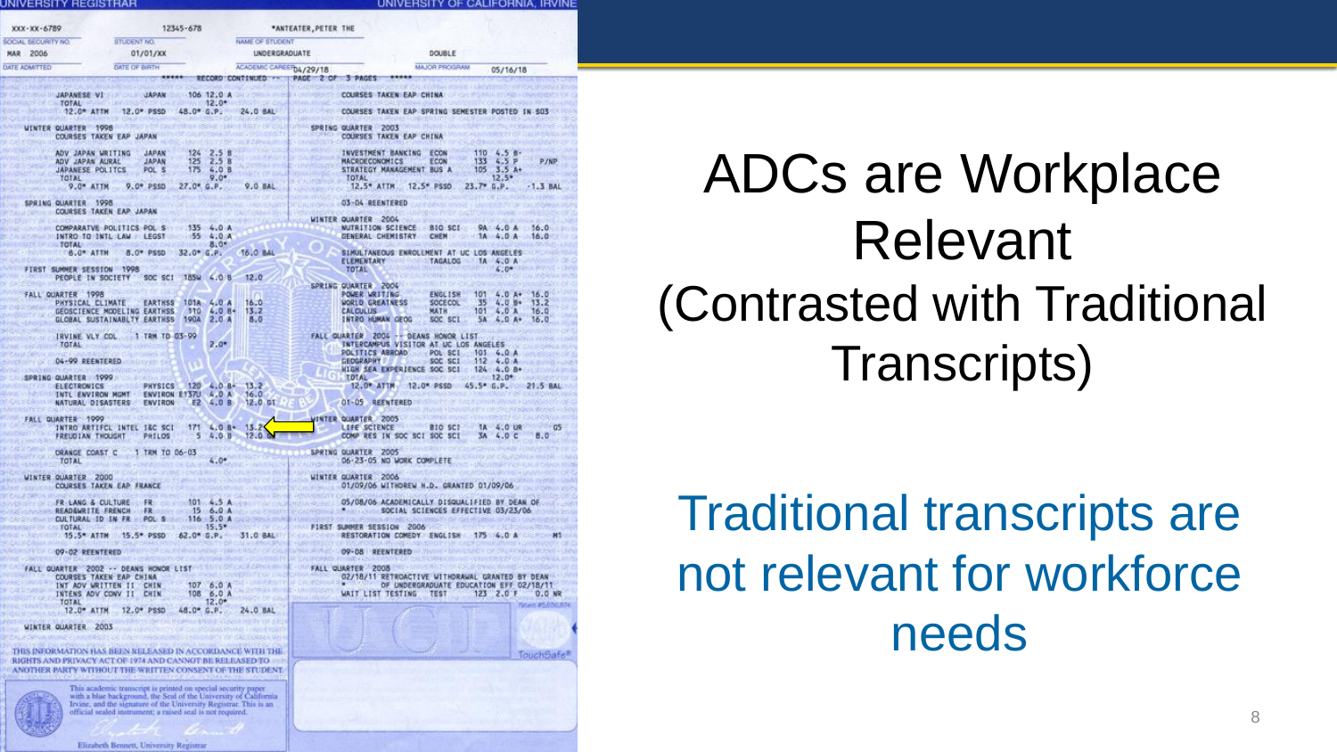# ADCs are Workplace Relevant (Contrasted with Traditional Transcripts)

Traditional transcripts are not relevant for workforce needs